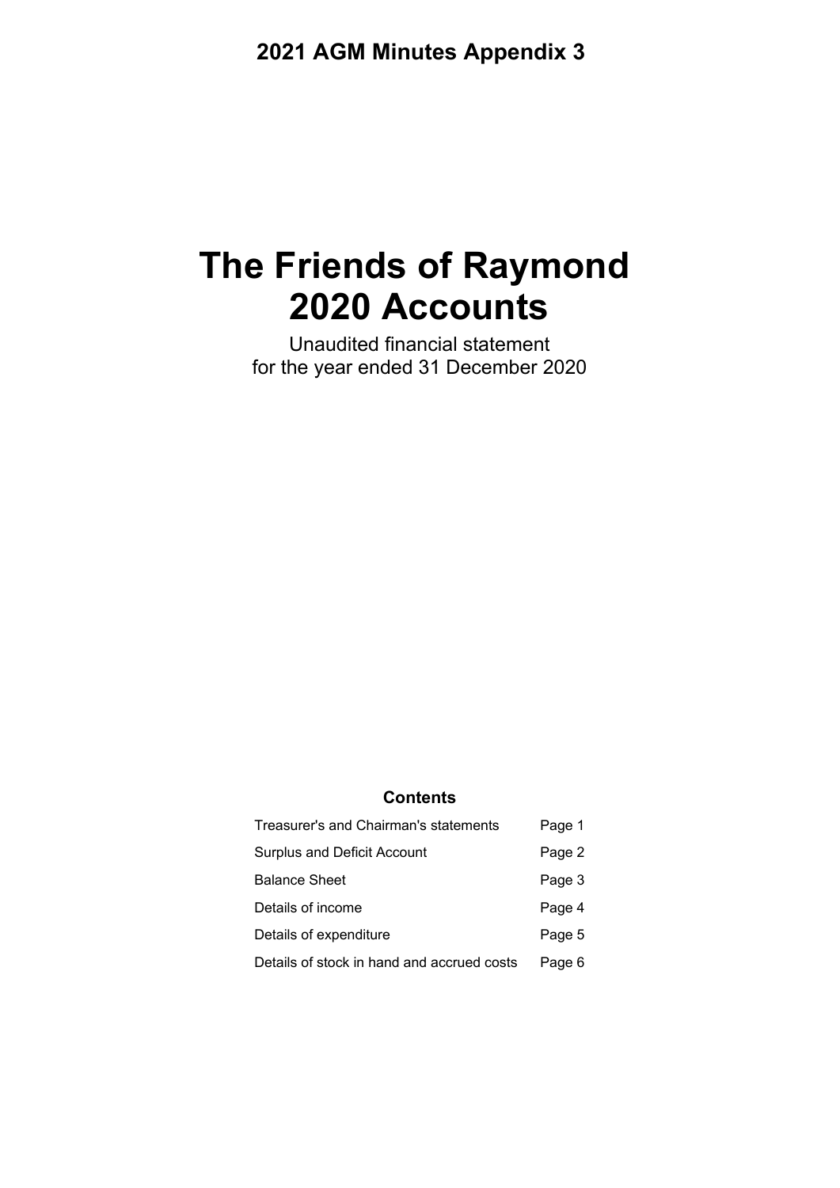**2021 AGM Minutes Appendix 3**

# The Friends of Raymond
# 2020 Accounts

Unaudited financial statement
for the year ended 31 December 2020

## Contents

| | |
|---|---|
| Treasurer's and Chairman's statements | Page 1 |
| Surplus and Deficit Account | Page 2 |
| Balance Sheet | Page 3 |
| Details of income | Page 4 |
| Details of expenditure | Page 5 |
| Details of stock in hand and accrued costs | Page 6 |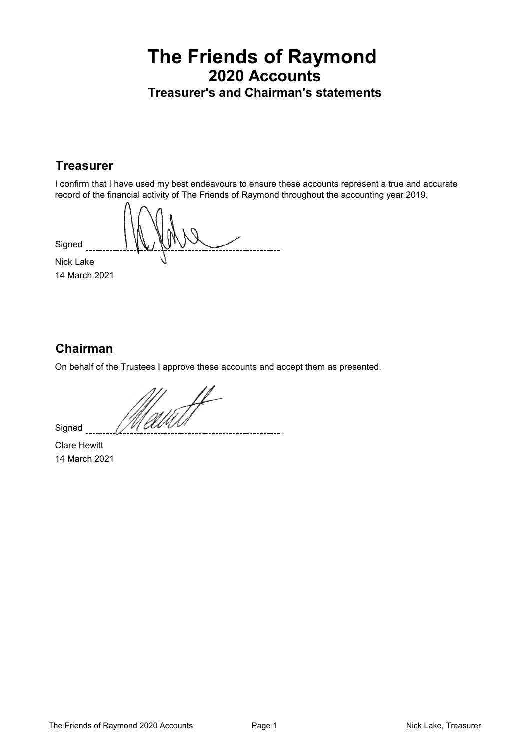# The Friends of Raymond

## 2020 Accounts

### Treasurer's and Chairman's statements

## Treasurer

I confirm that I have used my best endeavours to ensure these accounts represent a true and accurate record of the financial activity of The Friends of Raymond throughout the accounting year 2019.

Signed ____________________

Nick Lake
14 March 2021

## Chairman

On behalf of the Trustees I approve these accounts and accept them as presented.

Signed ____________________

Clare Hewitt
14 March 2021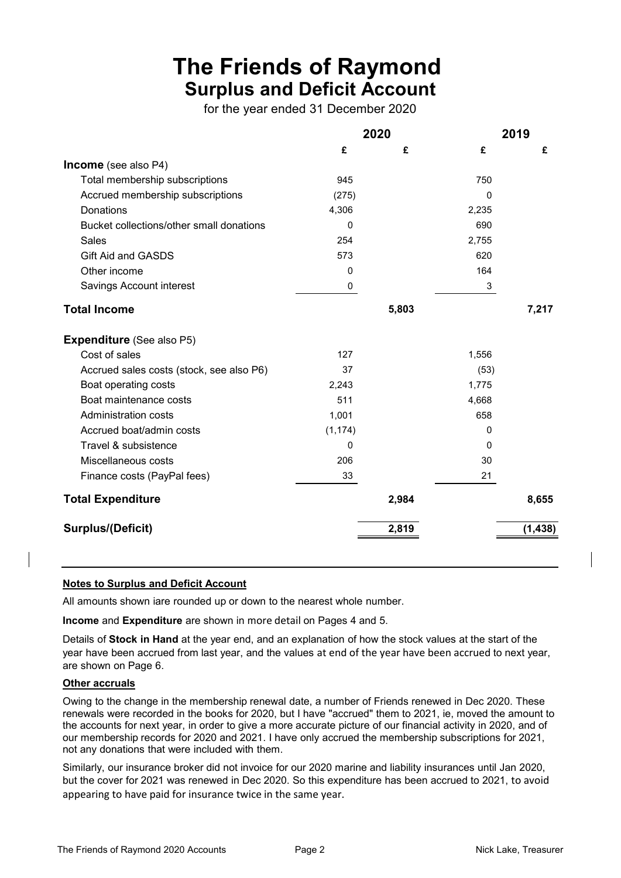# The Friends of Raymond

## Surplus and Deficit Account

for the year ended 31 December 2020

| | 2020 | | 2019 | |
|---|---|---|---|---|
| | £ | £ | £ | £ |
| **Income** (see also P4) | | | | |
| Total membership subscriptions | 945 | | 750 | |
| Accrued membership subscriptions | (275) | | 0 | |
| Donations | 4,306 | | 2,235 | |
| Bucket collections/other small donations | 0 | | 690 | |
| Sales | 254 | | 2,755 | |
| Gift Aid and GASDS | 573 | | 620 | |
| Other income | 0 | | 164 | |
| Savings Account interest | 0 | | 3 | |
| **Total Income** | | **5,803** | | **7,217** |
| **Expenditure** (See also P5) | | | | |
| Cost of sales | 127 | | 1,556 | |
| Accrued sales costs (stock, see also P6) | 37 | | (53) | |
| Boat operating costs | 2,243 | | 1,775 | |
| Boat maintenance costs | 511 | | 4,668 | |
| Administration costs | 1,001 | | 658 | |
| Accrued boat/admin costs | (1,174) | | 0 | |
| Travel & subsistence | 0 | | 0 | |
| Miscellaneous costs | 206 | | 30 | |
| Finance costs (PayPal fees) | 33 | | 21 | |
| **Total Expenditure** | | **2,984** | | **8,655** |
| **Surplus/(Deficit)** | | **2,819** | | **(1,438)** |

**Notes to Surplus and Deficit Account**

All amounts shown iare rounded up or down to the nearest whole number.

**Income** and **Expenditure** are shown in more detail on Pages 4 and 5.

Details of **Stock in Hand** at the year end, and an explanation of how the stock values at the start of the year have been accrued from last year, and the values at end of the year have been accrued to next year, are shown on Page 6.

**Other accruals**

Owing to the change in the membership renewal date, a number of Friends renewed in Dec 2020. These renewals were recorded in the books for 2020, but I have "accrued" them to 2021, ie, moved the amount to the accounts for next year, in order to give a more accurate picture of our financial activity in 2020, and of our membership records for 2020 and 2021. I have only accrued the membership subscriptions for 2021, not any donations that were included with them.

Similarly, our insurance broker did not invoice for our 2020 marine and liability insurances until Jan 2020, but the cover for 2021 was renewed in Dec 2020. So this expenditure has been accrued to 2021, to avoid appearing to have paid for insurance twice in the same year.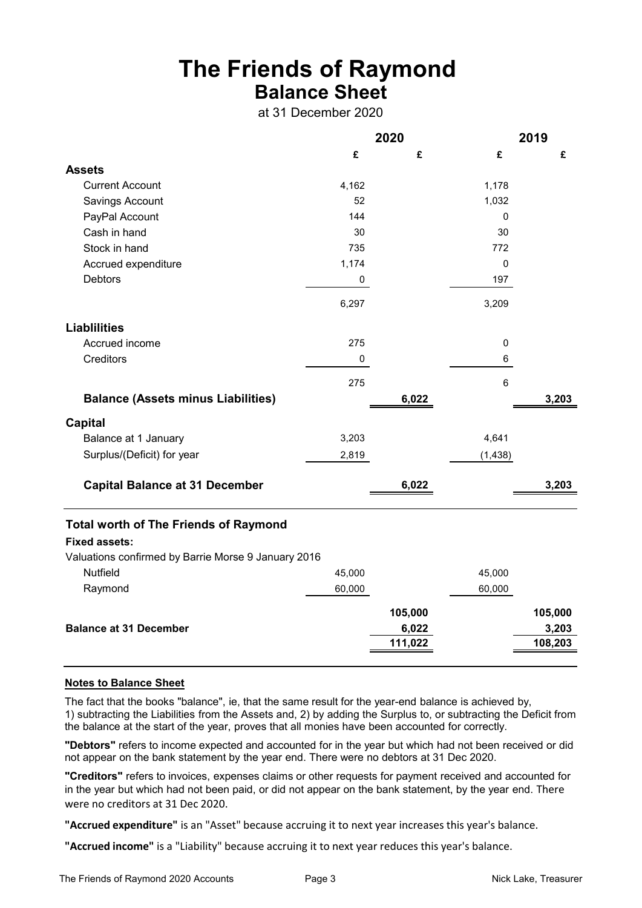# The Friends of Raymond
## Balance Sheet

at 31 December 2020

| | 2020 | | 2019 | |
|---|---|---|---|---|
| | £ | £ | £ | £ |
| **Assets** | | | | |
| Current Account | 4,162 | | 1,178 | |
| Savings Account | 52 | | 1,032 | |
| PayPal Account | 144 | | 0 | |
| Cash in hand | 30 | | 30 | |
| Stock in hand | 735 | | 772 | |
| Accrued expenditure | 1,174 | | 0 | |
| Debtors | 0 | | 197 | |
| | 6,297 | | 3,209 | |
| **Liablilities** | | | | |
| Accrued income | 275 | | 0 | |
| Creditors | 0 | | 6 | |
| | 275 | | 6 | |
| **Balance (Assets minus Liabilities)** | | 6,022 | | 3,203 |
| **Capital** | | | | |
| Balance at 1 January | 3,203 | | 4,641 | |
| Surplus/(Deficit) for year | 2,819 | | (1,438) | |
| **Capital Balance at 31 December** | | 6,022 | | 3,203 |

### Total worth of The Friends of Raymond

| | 2020 | | 2019 | |
|---|---|---|---|---|
| **Fixed assets:** | | | | |
| Valuations confirmed by Barrie Morse 9 January 2016 | | | | |
| Nutfield | 45,000 | | 45,000 | |
| Raymond | 60,000 | | 60,000 | |
| | | 105,000 | | 105,000 |
| **Balance at 31 December** | | 6,022 | | 3,203 |
| | | 111,022 | | 108,203 |

### Notes to Balance Sheet

The fact that the books "balance", ie, that the same result for the year-end balance is achieved by,
1) subtracting the Liabilities from the Assets and, 2) by adding the Surplus to, or subtracting the Deficit from the balance at the start of the year, proves that all monies have been accounted for correctly.

**"Debtors"** refers to income expected and accounted for in the year but which had not been received or did not appear on the bank statement by the year end. There were no debtors at 31 Dec 2020.

**"Creditors"** refers to invoices, expenses claims or other requests for payment received and accounted for in the year but which had not been paid, or did not appear on the bank statement, by the year end. There were no creditors at 31 Dec 2020.

**"Accrued expenditure"** is an "Asset" because accruing it to next year increases this year's balance.

**"Accrued income"** is a "Liability" because accruing it to next year reduces this year's balance.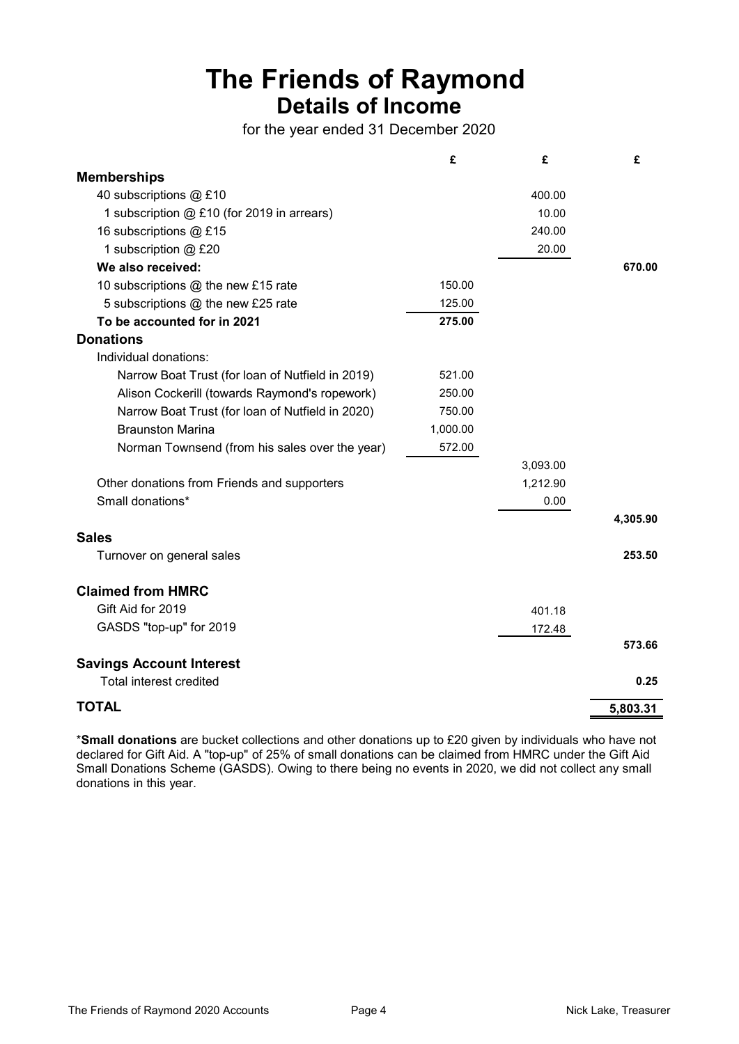# The Friends of Raymond
## Details of Income

for the year ended 31 December 2020

| | £ | £ | £ |
|---|---|---|---|
| **Memberships** | | | |
| 40 subscriptions @ £10 | | 400.00 | |
| 1 subscription @ £10 (for 2019 in arrears) | | 10.00 | |
| 16 subscriptions @ £15 | | 240.00 | |
| 1 subscription @ £20 | | 20.00 | |
| **We also received:** | | | **670.00** |
| 10 subscriptions @ the new £15 rate | 150.00 | | |
| 5 subscriptions @ the new £25 rate | 125.00 | | |
| **To be accounted for in 2021** | **275.00** | | |
| **Donations** | | | |
| Individual donations: | | | |
| Narrow Boat Trust (for loan of Nutfield in 2019) | 521.00 | | |
| Alison Cockerill (towards Raymond's ropework) | 250.00 | | |
| Narrow Boat Trust (for loan of Nutfield in 2020) | 750.00 | | |
| Braunston Marina | 1,000.00 | | |
| Norman Townsend (from his sales over the year) | 572.00 | | |
| | | 3,093.00 | |
| Other donations from Friends and supporters | | 1,212.90 | |
| Small donations* | | 0.00 | |
| | | | **4,305.90** |
| **Sales** | | | |
| Turnover on general sales | | | **253.50** |
| **Claimed from HMRC** | | | |
| Gift Aid for 2019 | | 401.18 | |
| GASDS "top-up" for 2019 | | 172.48 | |
| | | | **573.66** |
| **Savings Account Interest** | | | |
| Total interest credited | | | **0.25** |
| **TOTAL** | | | **5,803.31** |

***Small donations** are bucket collections and other donations up to £20 given by individuals who have not declared for Gift Aid. A "top-up" of 25% of small donations can be claimed from HMRC under the Gift Aid Small Donations Scheme (GASDS). Owing to there being no events in 2020, we did not collect any small donations in this year.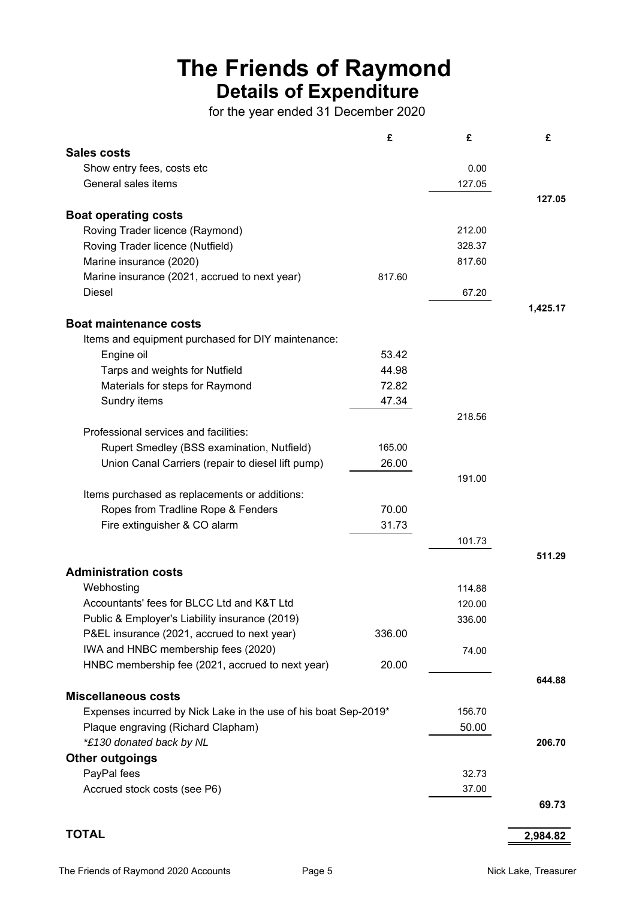# The Friends of Raymond

## Details of Expenditure

for the year ended 31 December 2020

| | £ | £ | £ |
|---|---|---|---|
| **Sales costs** | | | |
| Show entry fees, costs etc | | 0.00 | |
| General sales items | | 127.05 | |
| | | | **127.05** |
| **Boat operating costs** | | | |
| Roving Trader licence (Raymond) | | 212.00 | |
| Roving Trader licence (Nutfield) | | 328.37 | |
| Marine insurance (2020) | | 817.60 | |
| Marine insurance (2021, accrued to next year) | 817.60 | | |
| Diesel | | 67.20 | |
| | | | **1,425.17** |
| **Boat maintenance costs** | | | |
| Items and equipment purchased for DIY maintenance: | | | |
| Engine oil | 53.42 | | |
| Tarps and weights for Nutfield | 44.98 | | |
| Materials for steps for Raymond | 72.82 | | |
| Sundry items | 47.34 | | |
| | | 218.56 | |
| Professional services and facilities: | | | |
| Rupert Smedley (BSS examination, Nutfield) | 165.00 | | |
| Union Canal Carriers (repair to diesel lift pump) | 26.00 | | |
| | | 191.00 | |
| Items purchased as replacements or additions: | | | |
| Ropes from Tradline Rope & Fenders | 70.00 | | |
| Fire extinguisher & CO alarm | 31.73 | | |
| | | 101.73 | |
| | | | **511.29** |
| **Administration costs** | | | |
| Webhosting | | 114.88 | |
| Accountants' fees for BLCC Ltd and K&T Ltd | | 120.00 | |
| Public & Employer's Liability insurance (2019) | | 336.00 | |
| P&EL insurance (2021, accrued to next year) | 336.00 | | |
| IWA and HNBC membership fees (2020) | | 74.00 | |
| HNBC membership fee (2021, accrued to next year) | 20.00 | | |
| | | | **644.88** |
| **Miscellaneous costs** | | | |
| Expenses incurred by Nick Lake in the use of his boat Sep-2019* | | 156.70 | |
| Plaque engraving (Richard Clapham) | | 50.00 | |
| *\*£130 donated back by NL* | | | **206.70** |
| **Other outgoings** | | | |
| PayPal fees | | 32.73 | |
| Accrued stock costs (see P6) | | 37.00 | |
| | | | **69.73** |
| **TOTAL** | | | **2,984.82** |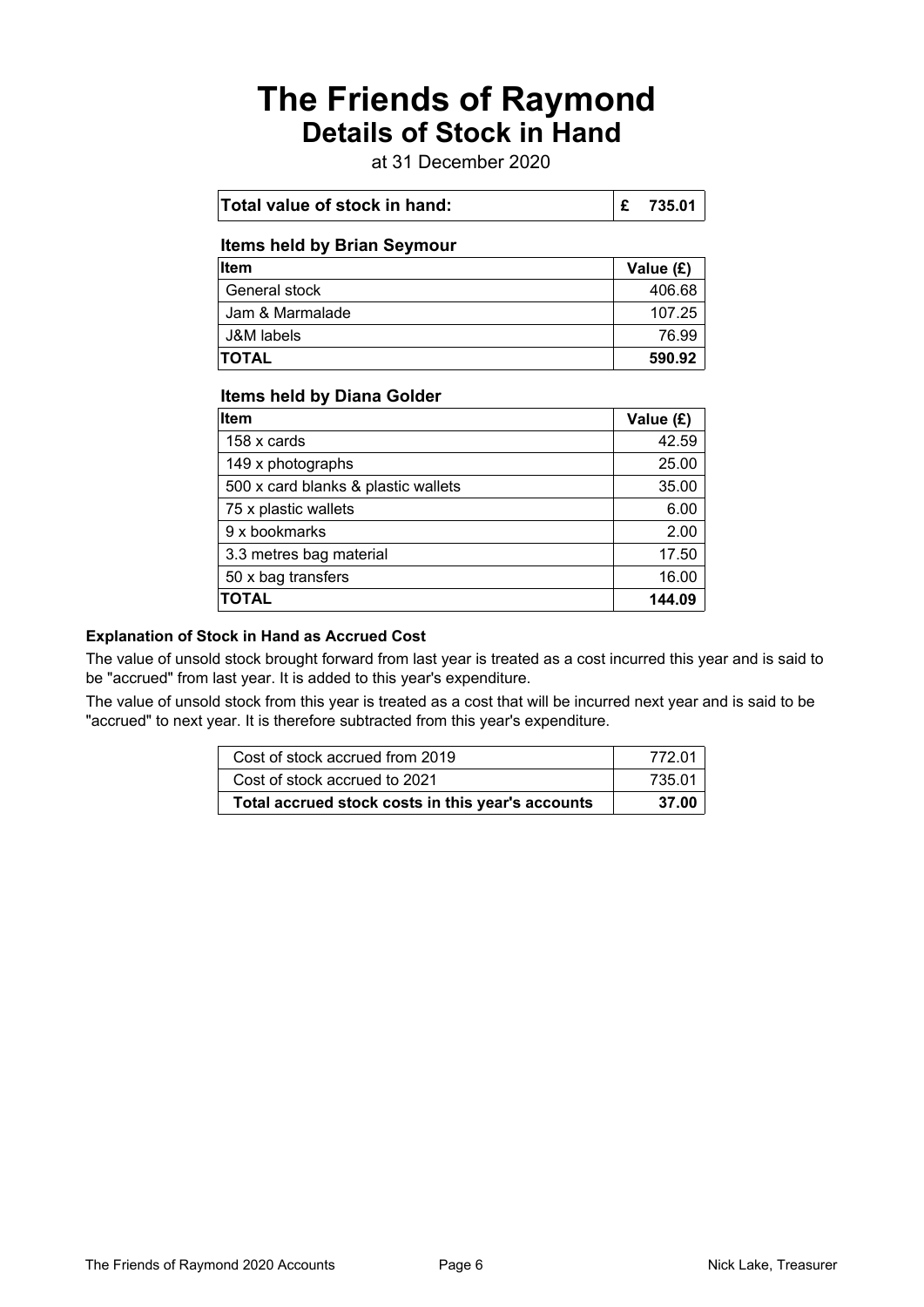# The Friends of Raymond
## Details of Stock in Hand

at 31 December 2020

| | | |
|---|---|---|
| **Total value of stock in hand:** | **£** | **735.01** |

### Items held by Brian Seymour

| Item | Value (£) |
|---|---|
| General stock | 406.68 |
| Jam & Marmalade | 107.25 |
| J&M labels | 76.99 |
| **TOTAL** | **590.92** |

### Items held by Diana Golder

| Item | Value (£) |
|---|---|
| 158 x cards | 42.59 |
| 149 x photographs | 25.00 |
| 500 x card blanks & plastic wallets | 35.00 |
| 75 x plastic wallets | 6.00 |
| 9 x bookmarks | 2.00 |
| 3.3 metres bag material | 17.50 |
| 50 x bag transfers | 16.00 |
| **TOTAL** | **144.09** |

**Explanation of Stock in Hand as Accrued Cost**

The value of unsold stock brought forward from last year is treated as a cost incurred this year and is said to be "accrued" from last year. It is added to this year's expenditure.

The value of unsold stock from this year is treated as a cost that will be incurred next year and is said to be "accrued" to next year. It is therefore subtracted from this year's expenditure.

| | |
|---|---|
| Cost of stock accrued from 2019 | 772.01 |
| Cost of stock accrued to 2021 | 735.01 |
| **Total accrued stock costs in this year's accounts** | **37.00** |